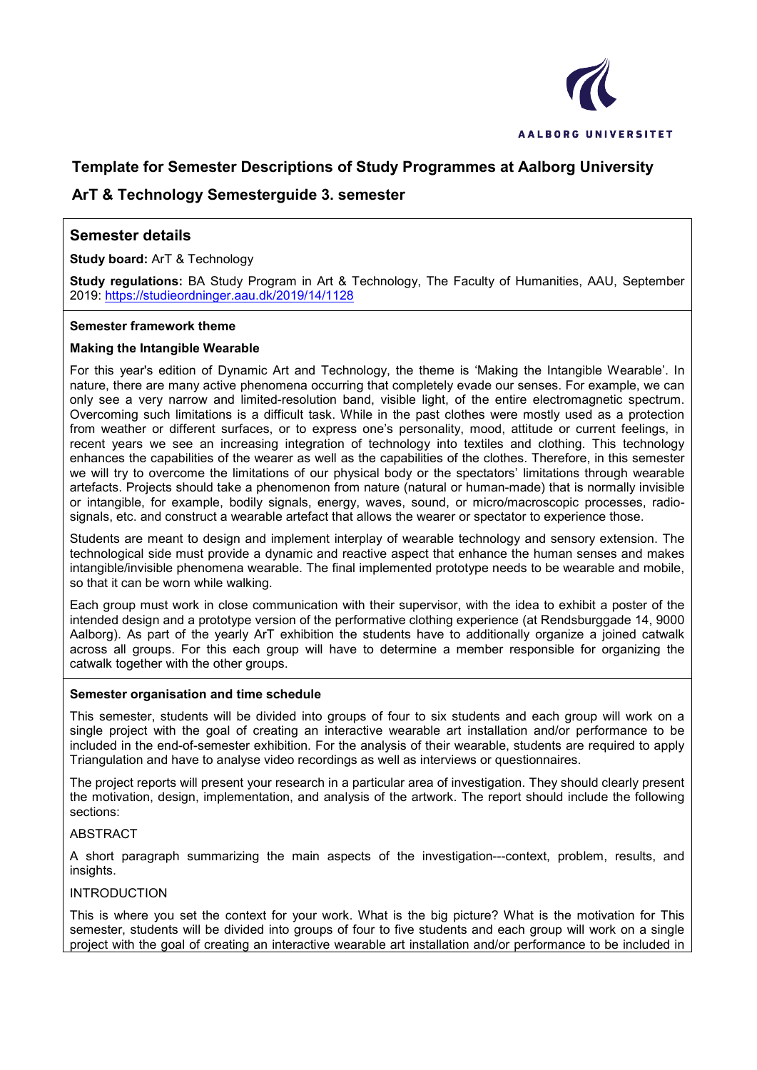# Template for Semester Descriptions of Study Programmes at Aalborg University

## ArT & Technology Semesterguide 3. semester

## Semester details

**Study board:** ArT & Technology

**Study regulations:** BA Study Program in Art & Technology, The Faculty of Humanities, AAU, September 2019: https://studieordninger.aau.dk/2019/14/1128

**Semester framework theme**

**Making the Intangible Wearable**

For this year's edition of Dynamic Art and Technology, the theme is 'Making the Intangible Wearable'. In nature, there are many active phenomena occurring that completely evade our senses. For example, we can only see a very narrow and limited-resolution band, visible light, of the entire electromagnetic spectrum. Overcoming such limitations is a difficult task. While in the past clothes were mostly used as a protection from weather or different surfaces, or to express one's personality, mood, attitude or current feelings, in recent years we see an increasing integration of technology into textiles and clothing. This technology enhances the capabilities of the wearer as well as the capabilities of the clothes. Therefore, in this semester we will try to overcome the limitations of our physical body or the spectators' limitations through wearable artefacts. Projects should take a phenomenon from nature (natural or human-made) that is normally invisible or intangible, for example, bodily signals, energy, waves, sound, or micro/macroscopic processes, radio-signals, etc. and construct a wearable artefact that allows the wearer or spectator to experience those.

Students are meant to design and implement interplay of wearable technology and sensory extension. The technological side must provide a dynamic and reactive aspect that enhance the human senses and makes intangible/invisible phenomena wearable. The final implemented prototype needs to be wearable and mobile, so that it can be worn while walking.

Each group must work in close communication with their supervisor, with the idea to exhibit a poster of the intended design and a prototype version of the performative clothing experience (at Rendsburggade 14, 9000 Aalborg). As part of the yearly ArT exhibition the students have to additionally organize a joined catwalk across all groups. For this each group will have to determine a member responsible for organizing the catwalk together with the other groups.

**Semester organisation and time schedule**

This semester, students will be divided into groups of four to six students and each group will work on a single project with the goal of creating an interactive wearable art installation and/or performance to be included in the end-of-semester exhibition. For the analysis of their wearable, students are required to apply Triangulation and have to analyse video recordings as well as interviews or questionnaires.

The project reports will present your research in a particular area of investigation. They should clearly present the motivation, design, implementation, and analysis of the artwork. The report should include the following sections:

ABSTRACT

A short paragraph summarizing the main aspects of the investigation---context, problem, results, and insights.

INTRODUCTION

This is where you set the context for your work. What is the big picture? What is the motivation for This semester, students will be divided into groups of four to five students and each group will work on a single project with the goal of creating an interactive wearable art installation and/or performance to be included in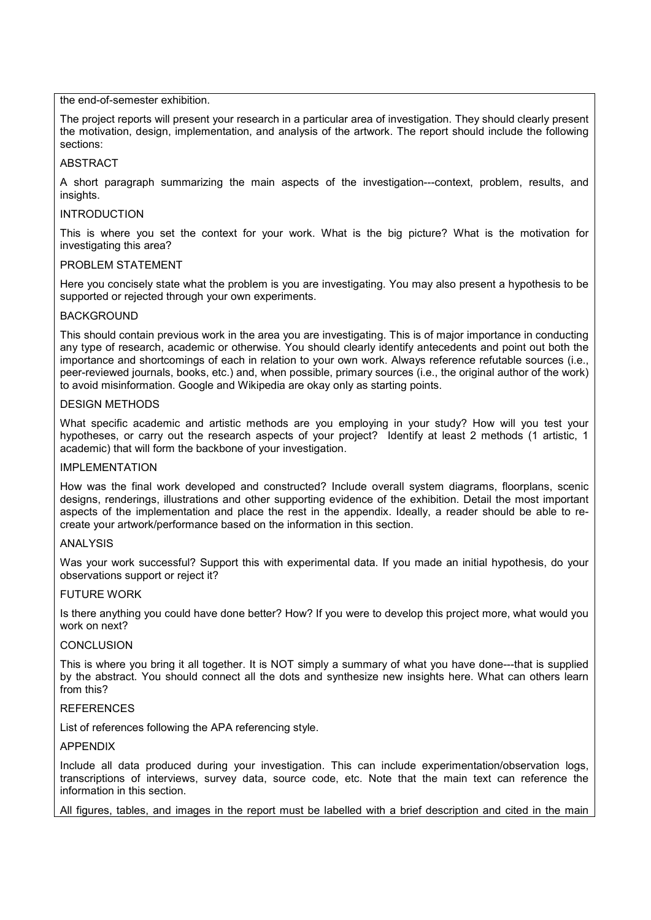the end-of-semester exhibition.

The project reports will present your research in a particular area of investigation. They should clearly present the motivation, design, implementation, and analysis of the artwork. The report should include the following sections:

ABSTRACT

A short paragraph summarizing the main aspects of the investigation---context, problem, results, and insights.

INTRODUCTION

This is where you set the context for your work. What is the big picture? What is the motivation for investigating this area?

PROBLEM STATEMENT

Here you concisely state what the problem is you are investigating. You may also present a hypothesis to be supported or rejected through your own experiments.

BACKGROUND

This should contain previous work in the area you are investigating. This is of major importance in conducting any type of research, academic or otherwise. You should clearly identify antecedents and point out both the importance and shortcomings of each in relation to your own work. Always reference refutable sources (i.e., peer-reviewed journals, books, etc.) and, when possible, primary sources (i.e., the original author of the work) to avoid misinformation. Google and Wikipedia are okay only as starting points.

DESIGN METHODS

What specific academic and artistic methods are you employing in your study? How will you test your hypotheses, or carry out the research aspects of your project? Identify at least 2 methods (1 artistic, 1 academic) that will form the backbone of your investigation.

IMPLEMENTATION

How was the final work developed and constructed? Include overall system diagrams, floorplans, scenic designs, renderings, illustrations and other supporting evidence of the exhibition. Detail the most important aspects of the implementation and place the rest in the appendix. Ideally, a reader should be able to re-create your artwork/performance based on the information in this section.

ANALYSIS

Was your work successful? Support this with experimental data. If you made an initial hypothesis, do your observations support or reject it?

FUTURE WORK

Is there anything you could have done better? How? If you were to develop this project more, what would you work on next?

CONCLUSION

This is where you bring it all together. It is NOT simply a summary of what you have done---that is supplied by the abstract. You should connect all the dots and synthesize new insights here. What can others learn from this?

REFERENCES

List of references following the APA referencing style.

APPENDIX

Include all data produced during your investigation. This can include experimentation/observation logs, transcriptions of interviews, survey data, source code, etc. Note that the main text can reference the information in this section.

All figures, tables, and images in the report must be labelled with a brief description and cited in the main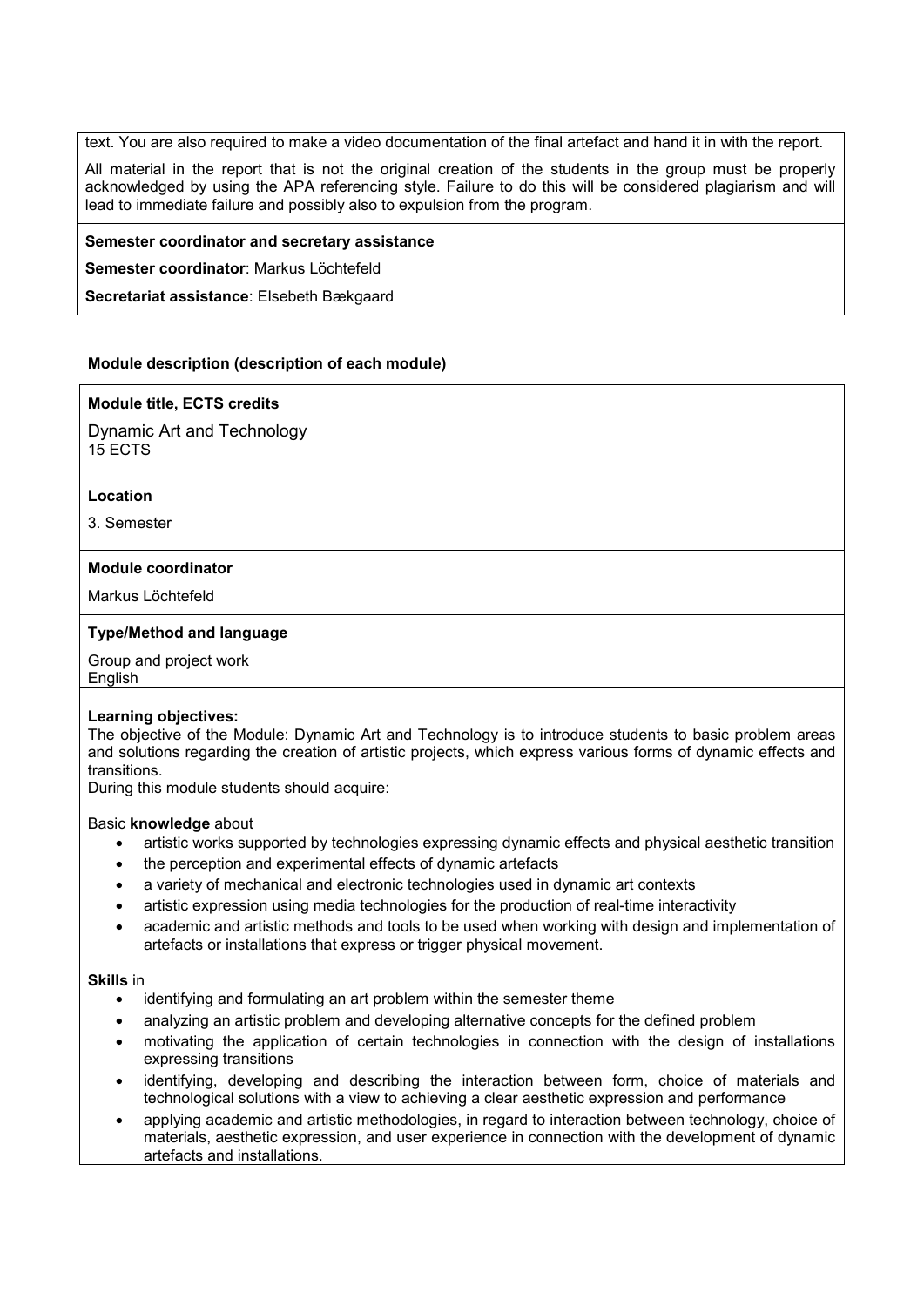text. You are also required to make a video documentation of the final artefact and hand it in with the report.

All material in the report that is not the original creation of the students in the group must be properly acknowledged by using the APA referencing style. Failure to do this will be considered plagiarism and will lead to immediate failure and possibly also to expulsion from the program.

**Semester coordinator and secretary assistance**

**Semester coordinator**: Markus Löchtefeld

**Secretariat assistance**: Elsebeth Bækgaard

**Module description (description of each module)**

**Module title, ECTS credits**

Dynamic Art and Technology
15 ECTS

**Location**

3. Semester

**Module coordinator**

Markus Löchtefeld

**Type/Method and language**

Group and project work
English

**Learning objectives:**
The objective of the Module: Dynamic Art and Technology is to introduce students to basic problem areas and solutions regarding the creation of artistic projects, which express various forms of dynamic effects and transitions.
During this module students should acquire:

Basic **knowledge** about

- artistic works supported by technologies expressing dynamic effects and physical aesthetic transition
- the perception and experimental effects of dynamic artefacts
- a variety of mechanical and electronic technologies used in dynamic art contexts
- artistic expression using media technologies for the production of real-time interactivity
- academic and artistic methods and tools to be used when working with design and implementation of artefacts or installations that express or trigger physical movement.

**Skills** in

- identifying and formulating an art problem within the semester theme
- analyzing an artistic problem and developing alternative concepts for the defined problem
- motivating the application of certain technologies in connection with the design of installations expressing transitions
- identifying, developing and describing the interaction between form, choice of materials and technological solutions with a view to achieving a clear aesthetic expression and performance
- applying academic and artistic methodologies, in regard to interaction between technology, choice of materials, aesthetic expression, and user experience in connection with the development of dynamic artefacts and installations.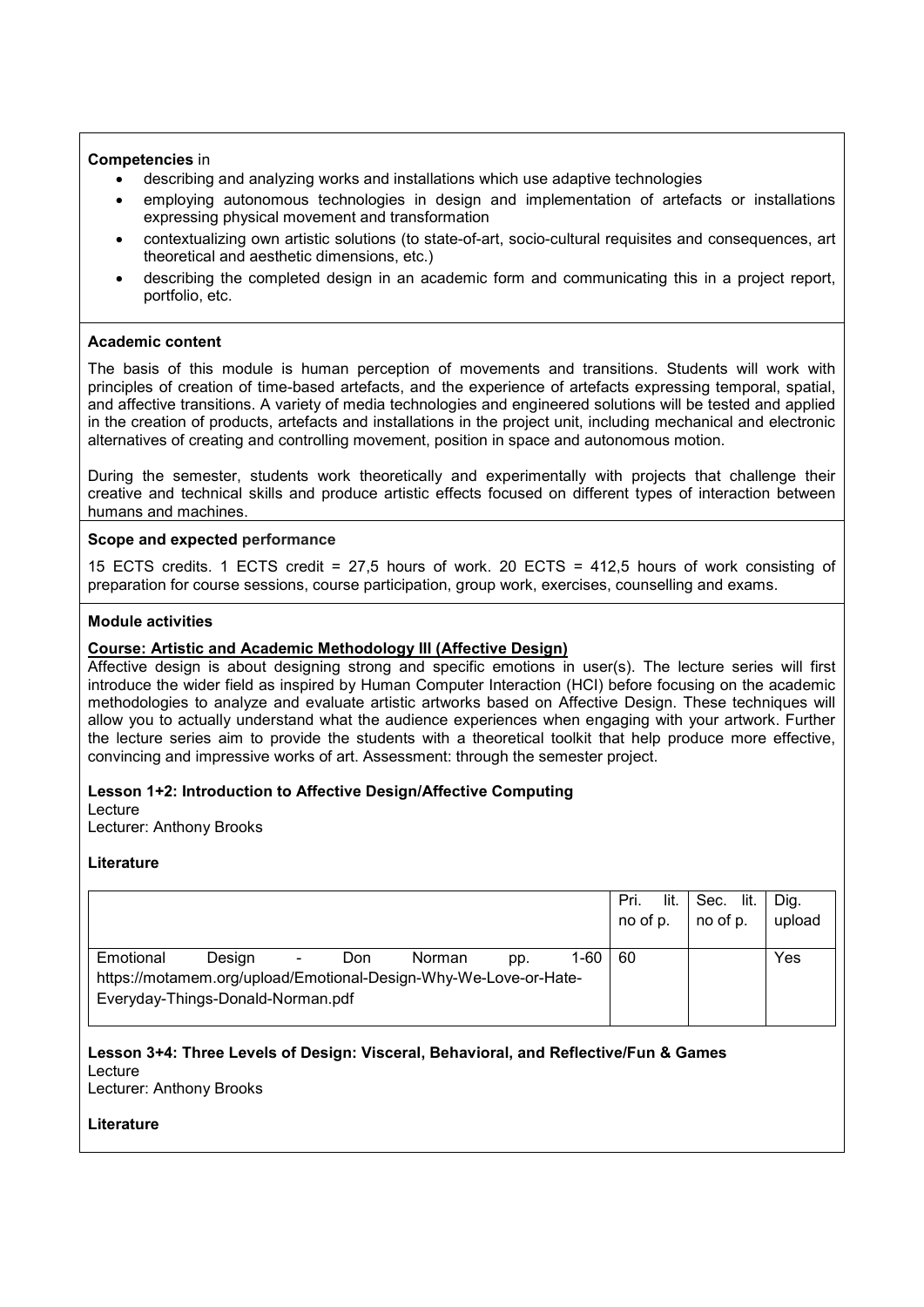**Competencies** in

- describing and analyzing works and installations which use adaptive technologies
- employing autonomous technologies in design and implementation of artefacts or installations expressing physical movement and transformation
- contextualizing own artistic solutions (to state-of-art, socio-cultural requisites and consequences, art theoretical and aesthetic dimensions, etc.)
- describing the completed design in an academic form and communicating this in a project report, portfolio, etc.

**Academic content**

The basis of this module is human perception of movements and transitions. Students will work with principles of creation of time-based artefacts, and the experience of artefacts expressing temporal, spatial, and affective transitions. A variety of media technologies and engineered solutions will be tested and applied in the creation of products, artefacts and installations in the project unit, including mechanical and electronic alternatives of creating and controlling movement, position in space and autonomous motion.

During the semester, students work theoretically and experimentally with projects that challenge their creative and technical skills and produce artistic effects focused on different types of interaction between humans and machines.

**Scope and expected performance**

15 ECTS credits. 1 ECTS credit = 27,5 hours of work. 20 ECTS = 412,5 hours of work consisting of preparation for course sessions, course participation, group work, exercises, counselling and exams.

**Module activities**

**Course: Artistic and Academic Methodology III (Affective Design)**

Affective design is about designing strong and specific emotions in user(s). The lecture series will first introduce the wider field as inspired by Human Computer Interaction (HCI) before focusing on the academic methodologies to analyze and evaluate artistic artworks based on Affective Design. These techniques will allow you to actually understand what the audience experiences when engaging with your artwork. Further the lecture series aim to provide the students with a theoretical toolkit that help produce more effective, convincing and impressive works of art. Assessment: through the semester project.

**Lesson 1+2: Introduction to Affective Design/Affective Computing**

Lecture

Lecturer: Anthony Brooks

**Literature**

| | Pri. lit. no of p. | Sec. lit. no of p. | Dig. upload |
|---|---|---|---|
| Emotional Design - Don Norman pp. 1-60 https://motamem.org/upload/Emotional-Design-Why-We-Love-or-Hate-Everyday-Things-Donald-Norman.pdf | 60 | | Yes |

**Lesson 3+4: Three Levels of Design: Visceral, Behavioral, and Reflective/Fun & Games**

Lecture

Lecturer: Anthony Brooks

**Literature**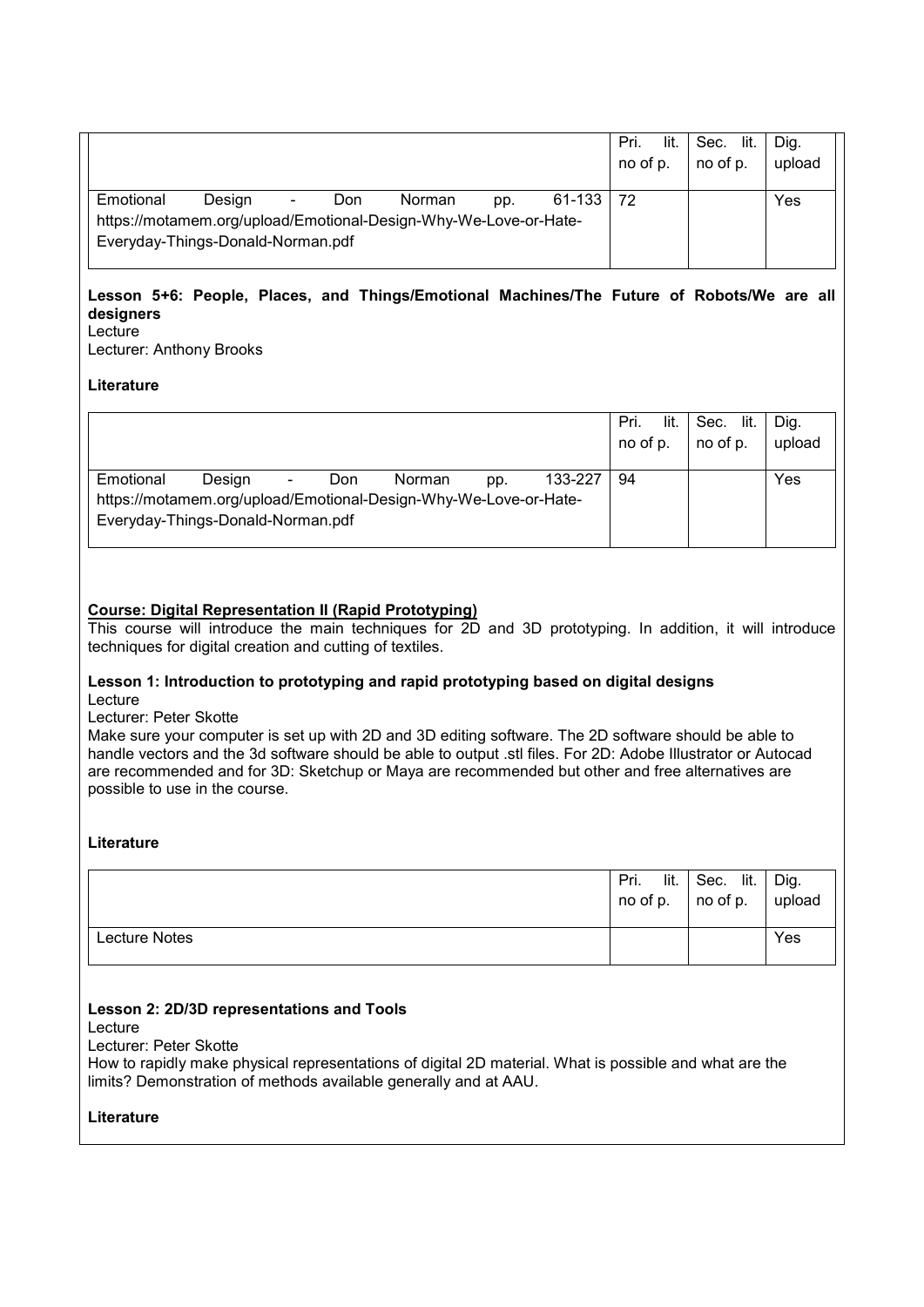| | Pri. lit. no of p. | Sec. lit. no of p. | Dig. upload |
|---|---|---|---|
| Emotional Design - Don Norman pp. 61-133 https://motamem.org/upload/Emotional-Design-Why-We-Love-or-Hate-Everyday-Things-Donald-Norman.pdf | 72 | | Yes |

**Lesson 5+6: People, Places, and Things/Emotional Machines/The Future of Robots/We are all designers**

Lecture

Lecturer: Anthony Brooks

**Literature**

| | Pri. lit. no of p. | Sec. lit. no of p. | Dig. upload |
|---|---|---|---|
| Emotional Design - Don Norman pp. 133-227 https://motamem.org/upload/Emotional-Design-Why-We-Love-or-Hate-Everyday-Things-Donald-Norman.pdf | 94 | | Yes |

**Course: Digital Representation II (Rapid Prototyping)**

This course will introduce the main techniques for 2D and 3D prototyping. In addition, it will introduce techniques for digital creation and cutting of textiles.

**Lesson 1: Introduction to prototyping and rapid prototyping based on digital designs**

Lecture

Lecturer: Peter Skotte

Make sure your computer is set up with 2D and 3D editing software. The 2D software should be able to handle vectors and the 3d software should be able to output .stl files. For 2D: Adobe Illustrator or Autocad are recommended and for 3D: Sketchup or Maya are recommended but other and free alternatives are possible to use in the course.

**Literature**

| | Pri. lit. no of p. | Sec. lit. no of p. | Dig. upload |
|---|---|---|---|
| Lecture Notes | | | Yes |

**Lesson 2: 2D/3D representations and Tools**

Lecture

Lecturer: Peter Skotte

How to rapidly make physical representations of digital 2D material. What is possible and what are the limits? Demonstration of methods available generally and at AAU.

**Literature**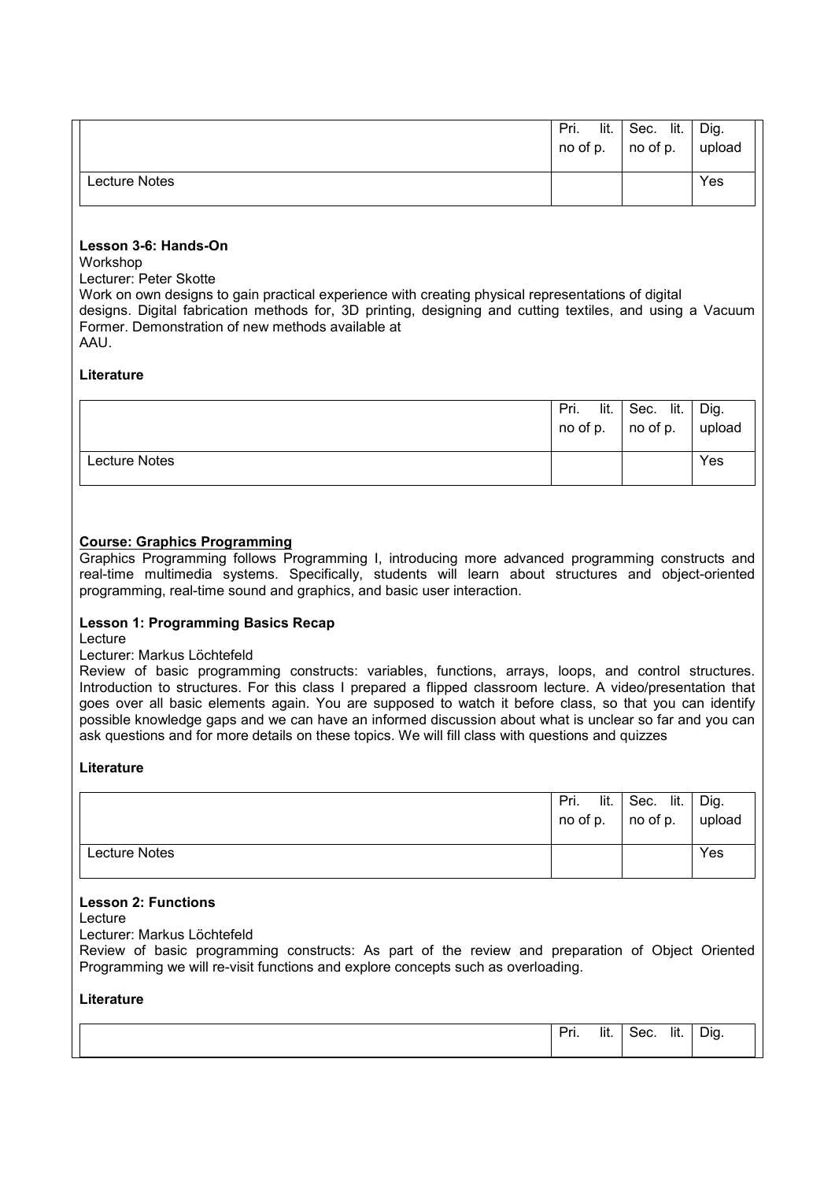| | Pri. lit. no of p. | Sec. lit. no of p. | Dig. upload |
|---|---|---|---|
| Lecture Notes | | | Yes |

**Lesson 3-6: Hands-On**

Workshop

Lecturer: Peter Skotte

Work on own designs to gain practical experience with creating physical representations of digital designs. Digital fabrication methods for, 3D printing, designing and cutting textiles, and using a Vacuum Former. Demonstration of new methods available at AAU.

**Literature**

| | Pri. lit. no of p. | Sec. lit. no of p. | Dig. upload |
|---|---|---|---|
| Lecture Notes | | | Yes |

**Course: Graphics Programming**

Graphics Programming follows Programming I, introducing more advanced programming constructs and real-time multimedia systems. Specifically, students will learn about structures and object-oriented programming, real-time sound and graphics, and basic user interaction.

**Lesson 1: Programming Basics Recap**

Lecture

Lecturer: Markus Löchtefeld

Review of basic programming constructs: variables, functions, arrays, loops, and control structures. Introduction to structures. For this class I prepared a flipped classroom lecture. A video/presentation that goes over all basic elements again. You are supposed to watch it before class, so that you can identify possible knowledge gaps and we can have an informed discussion about what is unclear so far and you can ask questions and for more details on these topics. We will fill class with questions and quizzes

**Literature**

| | Pri. lit. no of p. | Sec. lit. no of p. | Dig. upload |
|---|---|---|---|
| Lecture Notes | | | Yes |

**Lesson 2: Functions**

Lecture

Lecturer: Markus Löchtefeld

Review of basic programming constructs: As part of the review and preparation of Object Oriented Programming we will re-visit functions and explore concepts such as overloading.

**Literature**

| | Pri. lit. | Sec. lit. | Dig. |
|---|---|---|---|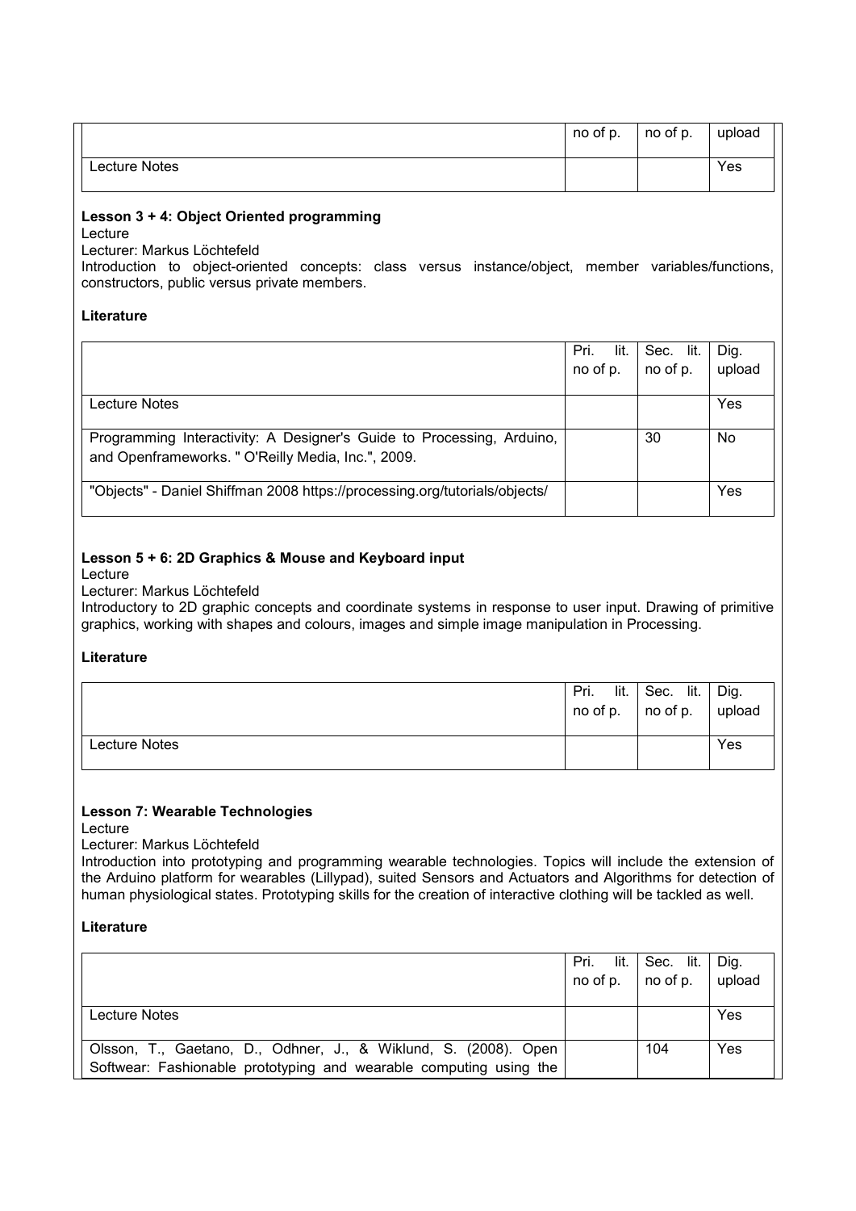| | no of p. | no of p. | upload |
|---|---|---|---|
| Lecture Notes | | | Yes |

**Lesson 3 + 4: Object Oriented programming**

Lecture

Lecturer: Markus Löchtefeld

Introduction to object-oriented concepts: class versus instance/object, member variables/functions, constructors, public versus private members.

**Literature**

| | Pri. lit. no of p. | Sec. lit. no of p. | Dig. upload |
|---|---|---|---|
| Lecture Notes | | | Yes |
| Programming Interactivity: A Designer's Guide to Processing, Arduino, and Openframeworks. " O'Reilly Media, Inc.", 2009. | | 30 | No |
| "Objects" - Daniel Shiffman 2008 https://processing.org/tutorials/objects/ | | | Yes |

**Lesson 5 + 6: 2D Graphics & Mouse and Keyboard input**

Lecture

Lecturer: Markus Löchtefeld

Introductory to 2D graphic concepts and coordinate systems in response to user input. Drawing of primitive graphics, working with shapes and colours, images and simple image manipulation in Processing.

**Literature**

| | Pri. lit. no of p. | Sec. lit. no of p. | Dig. upload |
|---|---|---|---|
| Lecture Notes | | | Yes |

**Lesson 7: Wearable Technologies**

Lecture

Lecturer: Markus Löchtefeld

Introduction into prototyping and programming wearable technologies. Topics will include the extension of the Arduino platform for wearables (Lillypad), suited Sensors and Actuators and Algorithms for detection of human physiological states. Prototyping skills for the creation of interactive clothing will be tackled as well.

**Literature**

| | Pri. lit. no of p. | Sec. lit. no of p. | Dig. upload |
|---|---|---|---|
| Lecture Notes | | | Yes |
| Olsson, T., Gaetano, D., Odhner, J., & Wiklund, S. (2008). Open Softwear: Fashionable prototyping and wearable computing using the | | 104 | Yes |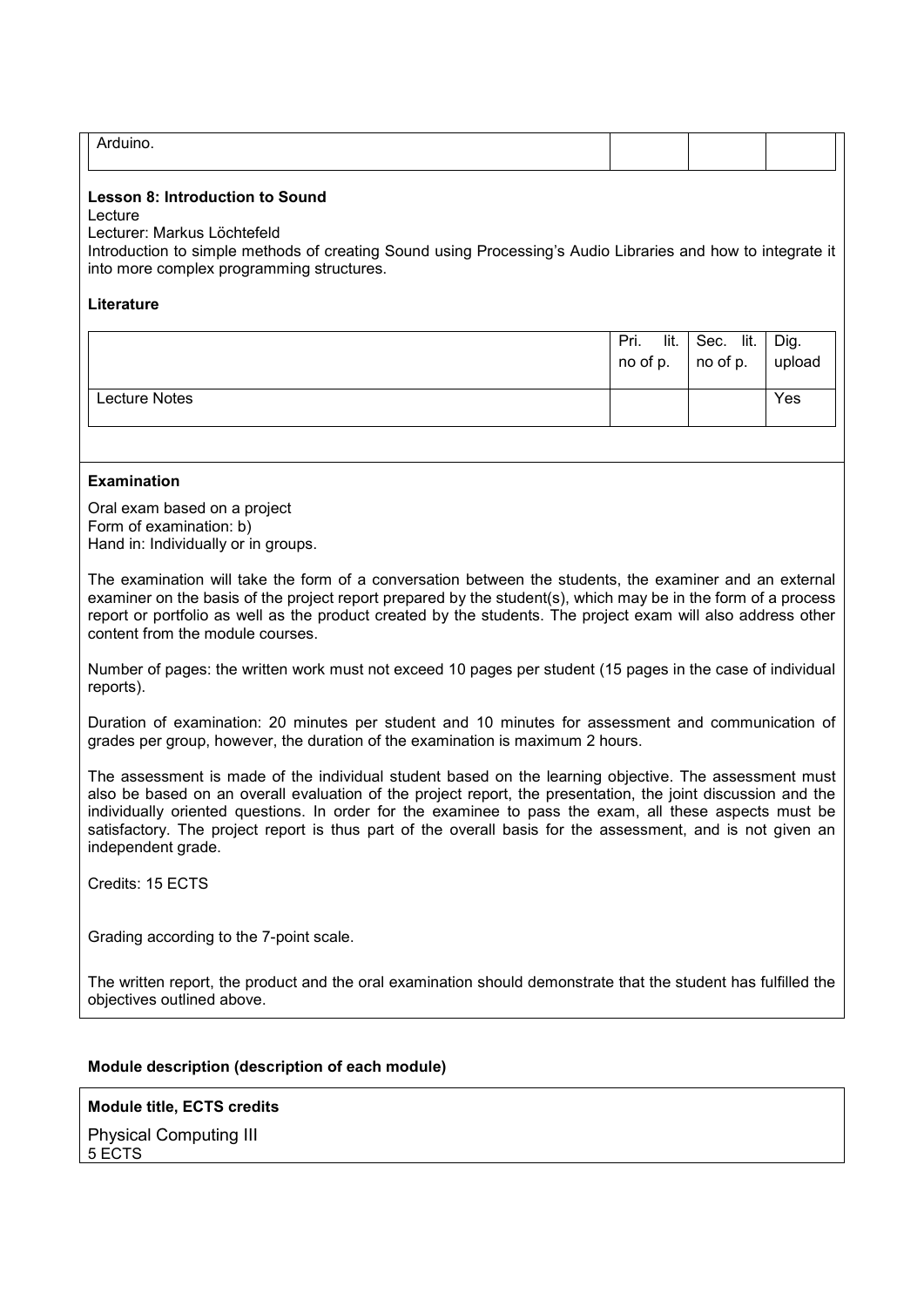| Arduino. | | | |
|---|---|---|---|

**Lesson 8: Introduction to Sound**

Lecture

Lecturer: Markus Löchtefeld

Introduction to simple methods of creating Sound using Processing's Audio Libraries and how to integrate it into more complex programming structures.

**Literature**

| | Pri. lit. no of p. | Sec. lit. no of p. | Dig. upload |
|---|---|---|---|
| Lecture Notes | | | Yes |

**Examination**

Oral exam based on a project
Form of examination: b)
Hand in: Individually or in groups.

The examination will take the form of a conversation between the students, the examiner and an external examiner on the basis of the project report prepared by the student(s), which may be in the form of a process report or portfolio as well as the product created by the students. The project exam will also address other content from the module courses.

Number of pages: the written work must not exceed 10 pages per student (15 pages in the case of individual reports).

Duration of examination: 20 minutes per student and 10 minutes for assessment and communication of grades per group, however, the duration of the examination is maximum 2 hours.

The assessment is made of the individual student based on the learning objective. The assessment must also be based on an overall evaluation of the project report, the presentation, the joint discussion and the individually oriented questions. In order for the examinee to pass the exam, all these aspects must be satisfactory. The project report is thus part of the overall basis for the assessment, and is not given an independent grade.

Credits: 15 ECTS

Grading according to the 7-point scale.

The written report, the product and the oral examination should demonstrate that the student has fulfilled the objectives outlined above.

**Module description (description of each module)**

**Module title, ECTS credits**

Physical Computing III
5 ECTS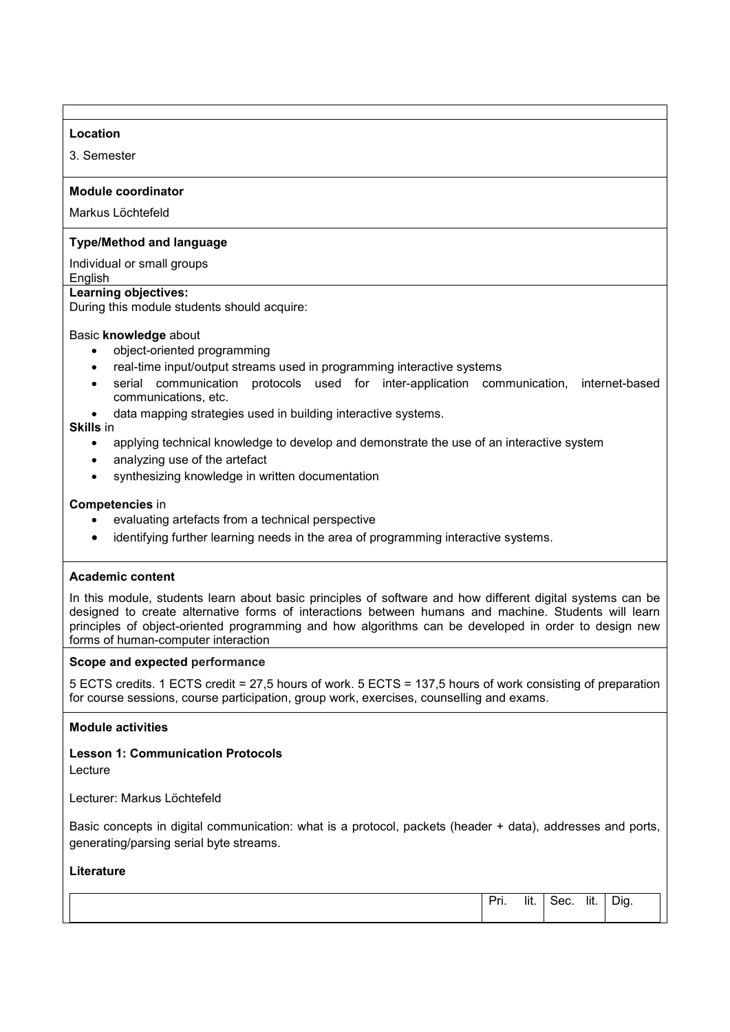**Location**

3. Semester

**Module coordinator**

Markus Löchtefeld

**Type/Method and language**

Individual or small groups
English

**Learning objectives:**
During this module students should acquire:

Basic **knowledge** about

- object-oriented programming
- real-time input/output streams used in programming interactive systems
- serial communication protocols used for inter-application communication, internet-based communications, etc.
- data mapping strategies used in building interactive systems.

**Skills** in

- applying technical knowledge to develop and demonstrate the use of an interactive system
- analyzing use of the artefact
- synthesizing knowledge in written documentation

**Competencies** in

- evaluating artefacts from a technical perspective
- identifying further learning needs in the area of programming interactive systems.

**Academic content**

In this module, students learn about basic principles of software and how different digital systems can be designed to create alternative forms of interactions between humans and machine. Students will learn principles of object-oriented programming and how algorithms can be developed in order to design new forms of human-computer interaction

**Scope and expected performance**

5 ECTS credits. 1 ECTS credit = 27,5 hours of work. 5 ECTS = 137,5 hours of work consisting of preparation for course sessions, course participation, group work, exercises, counselling and exams.

**Module activities**

**Lesson 1: Communication Protocols**
Lecture

Lecturer: Markus Löchtefeld

Basic concepts in digital communication: what is a protocol, packets (header + data), addresses and ports, generating/parsing serial byte streams.

**Literature**

| | Pri. lit. | Sec. lit. | Dig. |
|---|---|---|---|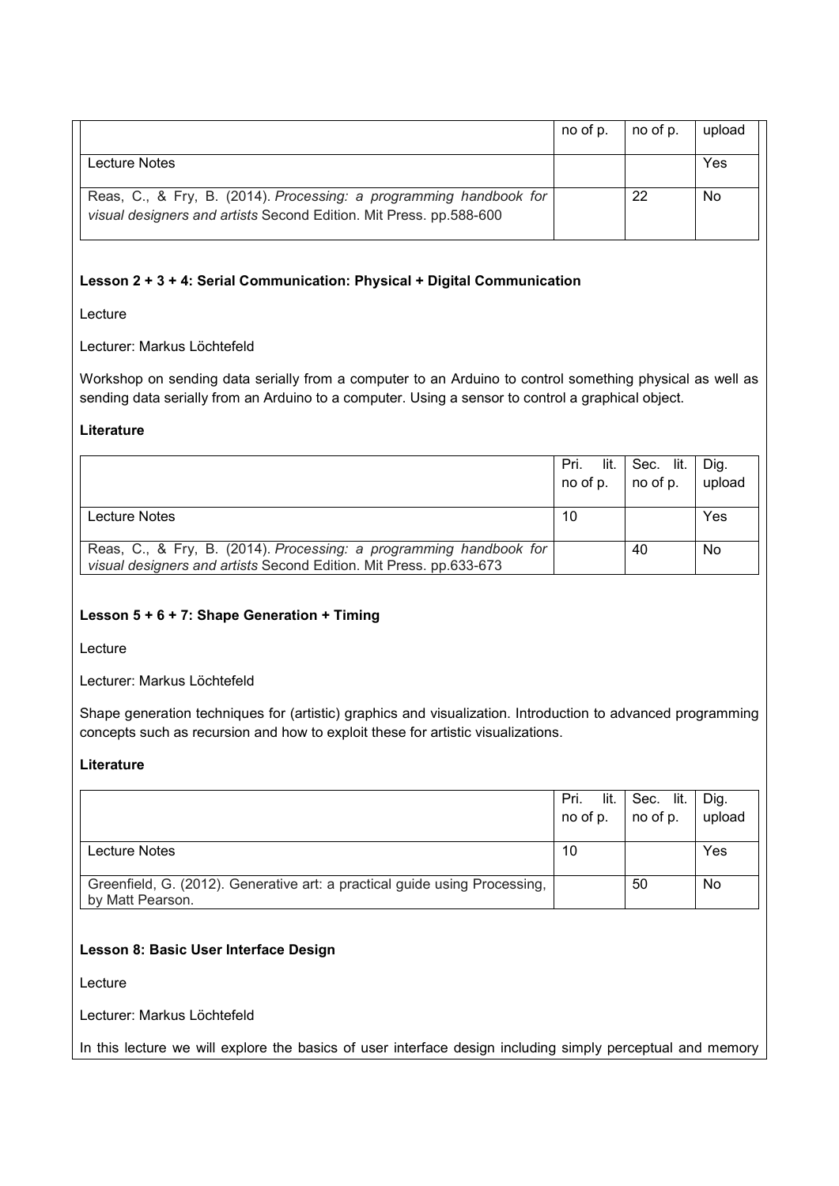| | no of p. | no of p. | upload |
|---|---|---|---|
| Lecture Notes | | | Yes |
| Reas, C., & Fry, B. (2014). *Processing: a programming handbook for visual designers and artists* Second Edition. Mit Press. pp.588-600 | | 22 | No |

**Lesson 2 + 3 + 4: Serial Communication: Physical + Digital Communication**

Lecture

Lecturer: Markus Löchtefeld

Workshop on sending data serially from a computer to an Arduino to control something physical as well as sending data serially from an Arduino to a computer. Using a sensor to control a graphical object.

**Literature**

| | Pri. lit. no of p. | Sec. lit. no of p. | Dig. upload |
|---|---|---|---|
| Lecture Notes | 10 | | Yes |
| Reas, C., & Fry, B. (2014). *Processing: a programming handbook for visual designers and artists* Second Edition. Mit Press. pp.633-673 | | 40 | No |

**Lesson 5 + 6 + 7: Shape Generation + Timing**

Lecture

Lecturer: Markus Löchtefeld

Shape generation techniques for (artistic) graphics and visualization. Introduction to advanced programming concepts such as recursion and how to exploit these for artistic visualizations.

**Literature**

| | Pri. lit. no of p. | Sec. lit. no of p. | Dig. upload |
|---|---|---|---|
| Lecture Notes | 10 | | Yes |
| Greenfield, G. (2012). Generative art: a practical guide using Processing, by Matt Pearson. | | 50 | No |

**Lesson 8: Basic User Interface Design**

Lecture

Lecturer: Markus Löchtefeld

In this lecture we will explore the basics of user interface design including simply perceptual and memory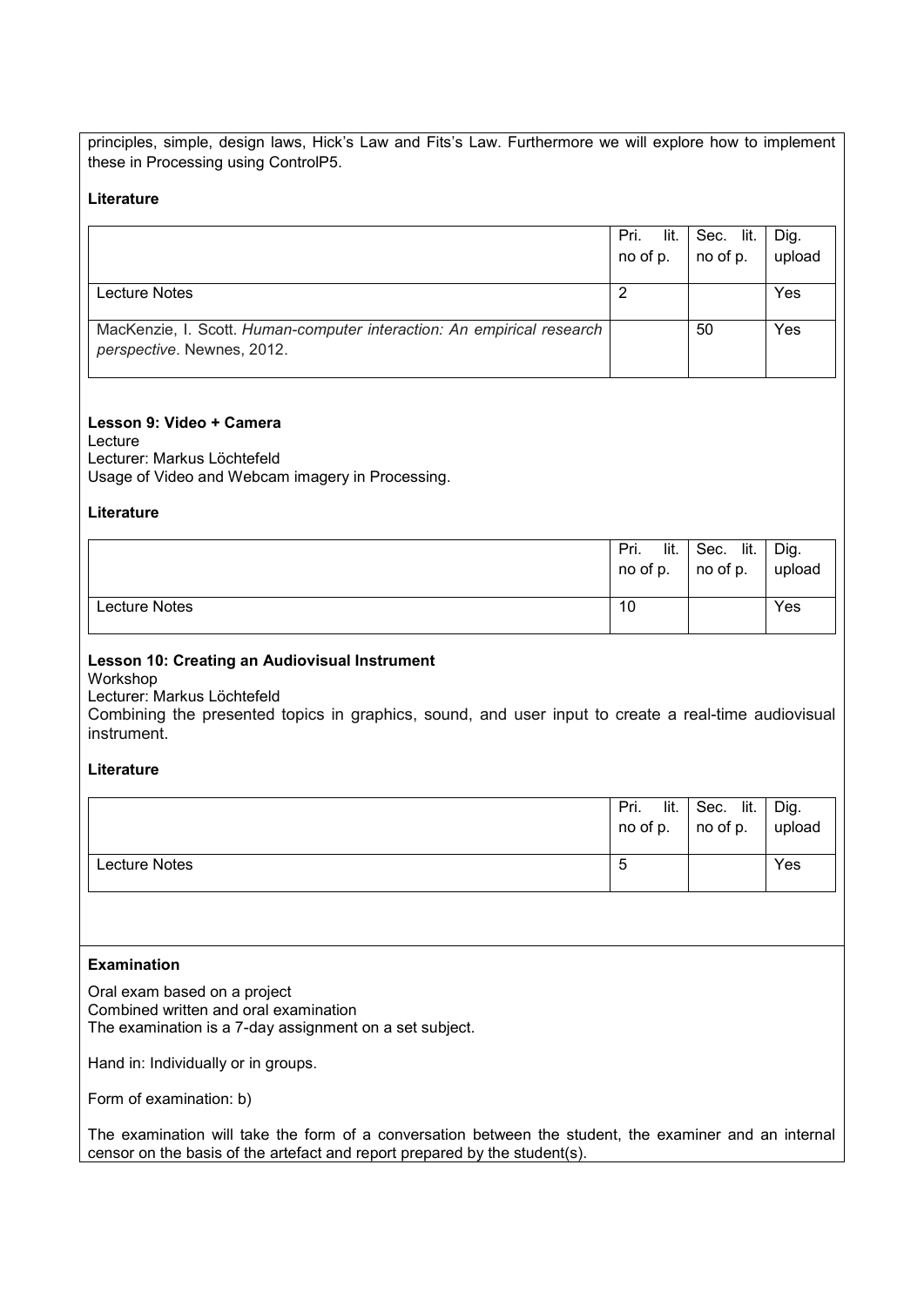principles, simple, design laws, Hick's Law and Fits's Law. Furthermore we will explore how to implement these in Processing using ControlP5.

**Literature**

| | Pri. lit. no of p. | Sec. lit. no of p. | Dig. upload |
|---|---|---|---|
| Lecture Notes | 2 | | Yes |
| MacKenzie, I. Scott. *Human-computer interaction: An empirical research perspective*. Newnes, 2012. | | 50 | Yes |

**Lesson 9: Video + Camera**

Lecture
Lecturer: Markus Löchtefeld
Usage of Video and Webcam imagery in Processing.

**Literature**

| | Pri. lit. no of p. | Sec. lit. no of p. | Dig. upload |
|---|---|---|---|
| Lecture Notes | 10 | | Yes |

**Lesson 10: Creating an Audiovisual Instrument**

Workshop
Lecturer: Markus Löchtefeld
Combining the presented topics in graphics, sound, and user input to create a real-time audiovisual instrument.

**Literature**

| | Pri. lit. no of p. | Sec. lit. no of p. | Dig. upload |
|---|---|---|---|
| Lecture Notes | 5 | | Yes |

**Examination**

Oral exam based on a project
Combined written and oral examination
The examination is a 7-day assignment on a set subject.

Hand in: Individually or in groups.

Form of examination: b)

The examination will take the form of a conversation between the student, the examiner and an internal censor on the basis of the artefact and report prepared by the student(s).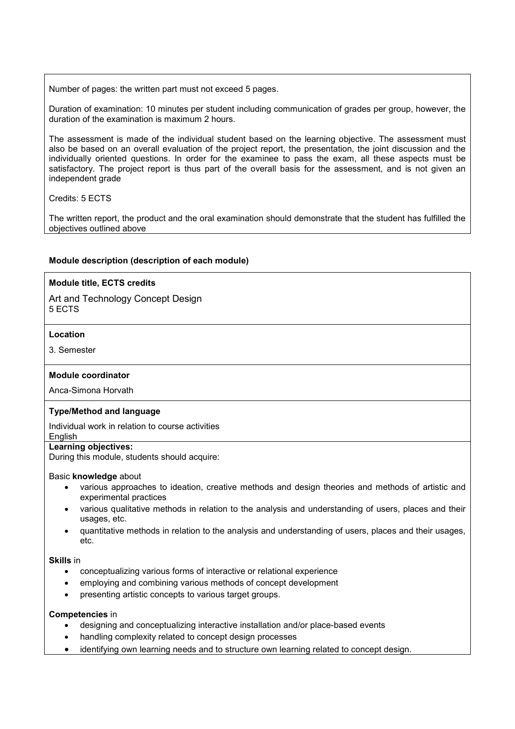Number of pages: the written part must not exceed 5 pages.

Duration of examination: 10 minutes per student including communication of grades per group, however, the duration of the examination is maximum 2 hours.

The assessment is made of the individual student based on the learning objective. The assessment must also be based on an overall evaluation of the project report, the presentation, the joint discussion and the individually oriented questions. In order for the examinee to pass the exam, all these aspects must be satisfactory. The project report is thus part of the overall basis for the assessment, and is not given an independent grade

Credits: 5 ECTS

The written report, the product and the oral examination should demonstrate that the student has fulfilled the objectives outlined above

**Module description (description of each module)**

**Module title, ECTS credits**

Art and Technology Concept Design
5 ECTS

**Location**

3. Semester

**Module coordinator**

Anca-Simona Horvath

**Type/Method and language**

Individual work in relation to course activities
English

**Learning objectives:**
During this module, students should acquire:

Basic **knowledge** about

- various approaches to ideation, creative methods and design theories and methods of artistic and experimental practices
- various qualitative methods in relation to the analysis and understanding of users, places and their usages, etc.
- quantitative methods in relation to the analysis and understanding of users, places and their usages, etc.

**Skills** in

- conceptualizing various forms of interactive or relational experience
- employing and combining various methods of concept development
- presenting artistic concepts to various target groups.

**Competencies** in

- designing and conceptualizing interactive installation and/or place-based events
- handling complexity related to concept design processes
- identifying own learning needs and to structure own learning related to concept design.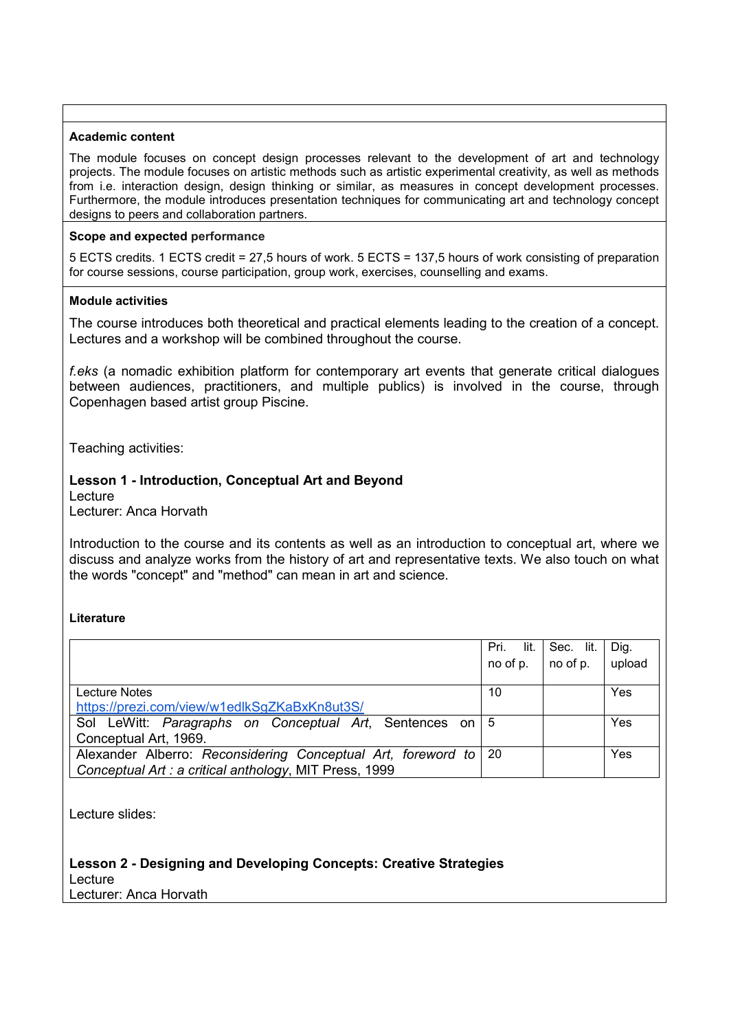**Academic content**

The module focuses on concept design processes relevant to the development of art and technology projects. The module focuses on artistic methods such as artistic experimental creativity, as well as methods from i.e. interaction design, design thinking or similar, as measures in concept development processes. Furthermore, the module introduces presentation techniques for communicating art and technology concept designs to peers and collaboration partners.

**Scope and expected performance**

5 ECTS credits. 1 ECTS credit = 27,5 hours of work. 5 ECTS = 137,5 hours of work consisting of preparation for course sessions, course participation, group work, exercises, counselling and exams.

**Module activities**

The course introduces both theoretical and practical elements leading to the creation of a concept. Lectures and a workshop will be combined throughout the course.

*f.eks* (a nomadic exhibition platform for contemporary art events that generate critical dialogues between audiences, practitioners, and multiple publics) is involved in the course, through Copenhagen based artist group Piscine.

Teaching activities:

**Lesson 1 - Introduction, Conceptual Art and Beyond**
Lecture
Lecturer: Anca Horvath

Introduction to the course and its contents as well as an introduction to conceptual art, where we discuss and analyze works from the history of art and representative texts. We also touch on what the words "concept" and "method" can mean in art and science.

**Literature**

| | Pri. lit. no of p. | Sec. lit. no of p. | Dig. upload |
|---|---|---|---|
| Lecture Notes https://prezi.com/view/w1edlkSgZKaBxKn8ut3S/ | 10 | | Yes |
| Sol LeWitt: *Paragraphs on Conceptual Art*, Sentences on Conceptual Art, 1969. | 5 | | Yes |
| Alexander Alberro: *Reconsidering Conceptual Art, foreword to Conceptual Art : a critical anthology*, MIT Press, 1999 | 20 | | Yes |

Lecture slides:

**Lesson 2 - Designing and Developing Concepts: Creative Strategies**
Lecture
Lecturer: Anca Horvath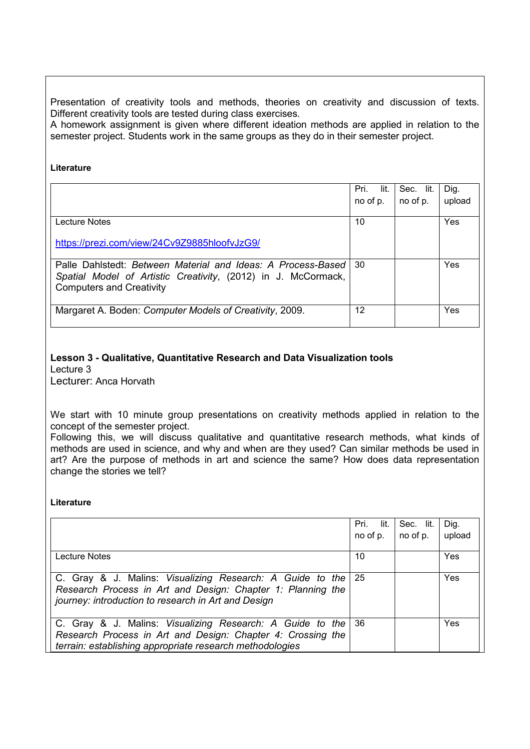Presentation of creativity tools and methods, theories on creativity and discussion of texts. Different creativity tools are tested during class exercises.
A homework assignment is given where different ideation methods are applied in relation to the semester project. Students work in the same groups as they do in their semester project.

**Literature**

| | Pri. lit. no of p. | Sec. lit. no of p. | Dig. upload |
|---|---|---|---|
| Lecture Notes<br><br>https://prezi.com/view/24Cv9Z9885hloofvJzG9/ | 10 | | Yes |
| Palle Dahlstedt: *Between Material and Ideas: A Process-Based Spatial Model of Artistic Creativity*, (2012) in J. McCormack, Computers and Creativity | 30 | | Yes |
| Margaret A. Boden: *Computer Models of Creativity*, 2009. | 12 | | Yes |

**Lesson 3 - Qualitative, Quantitative Research and Data Visualization tools**
Lecture 3
Lecturer: Anca Horvath

We start with 10 minute group presentations on creativity methods applied in relation to the concept of the semester project.
Following this, we will discuss qualitative and quantitative research methods, what kinds of methods are used in science, and why and when are they used? Can similar methods be used in art? Are the purpose of methods in art and science the same? How does data representation change the stories we tell?

**Literature**

| | Pri. lit. no of p. | Sec. lit. no of p. | Dig. upload |
|---|---|---|---|
| Lecture Notes | 10 | | Yes |
| C. Gray & J. Malins: *Visualizing Research: A Guide to the Research Process in Art and Design: Chapter 1: Planning the journey: introduction to research in Art and Design* | 25 | | Yes |
| C. Gray & J. Malins: *Visualizing Research: A Guide to the Research Process in Art and Design: Chapter 4: Crossing the terrain: establishing appropriate research methodologies* | 36 | | Yes |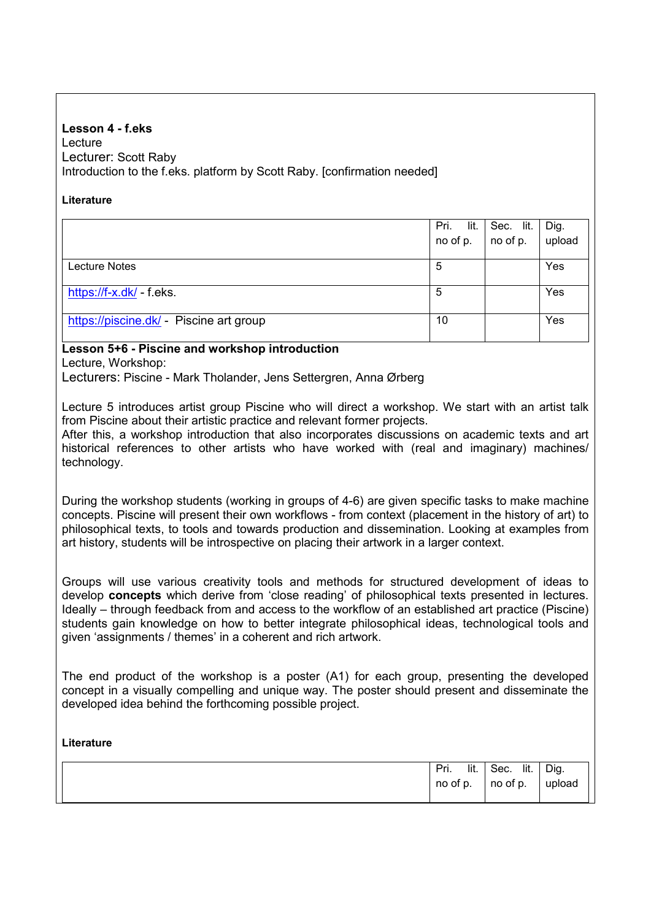**Lesson 4 - f.eks**

Lecture

Lecturer: Scott Raby

Introduction to the f.eks. platform by Scott Raby. [confirmation needed]

**Literature**

| | Pri. lit. no of p. | Sec. lit. no of p. | Dig. upload |
|---|---|---|---|
| Lecture Notes | 5 | | Yes |
| https://f-x.dk/ - f.eks. | 5 | | Yes |
| https://piscine.dk/ - Piscine art group | 10 | | Yes |

**Lesson 5+6 - Piscine and workshop introduction**

Lecture, Workshop:

Lecturers: Piscine - Mark Tholander, Jens Settergren, Anna Ørberg

Lecture 5 introduces artist group Piscine who will direct a workshop. We start with an artist talk from Piscine about their artistic practice and relevant former projects.
After this, a workshop introduction that also incorporates discussions on academic texts and art historical references to other artists who have worked with (real and imaginary) machines/ technology.

During the workshop students (working in groups of 4-6) are given specific tasks to make machine concepts. Piscine will present their own workflows - from context (placement in the history of art) to philosophical texts, to tools and towards production and dissemination. Looking at examples from art history, students will be introspective on placing their artwork in a larger context.

Groups will use various creativity tools and methods for structured development of ideas to develop **concepts** which derive from 'close reading' of philosophical texts presented in lectures. Ideally – through feedback from and access to the workflow of an established art practice (Piscine) students gain knowledge on how to better integrate philosophical ideas, technological tools and given 'assignments / themes' in a coherent and rich artwork.

The end product of the workshop is a poster (A1) for each group, presenting the developed concept in a visually compelling and unique way. The poster should present and disseminate the developed idea behind the forthcoming possible project.

**Literature**

| | Pri. lit. no of p. | Sec. lit. no of p. | Dig. upload |
|---|---|---|---|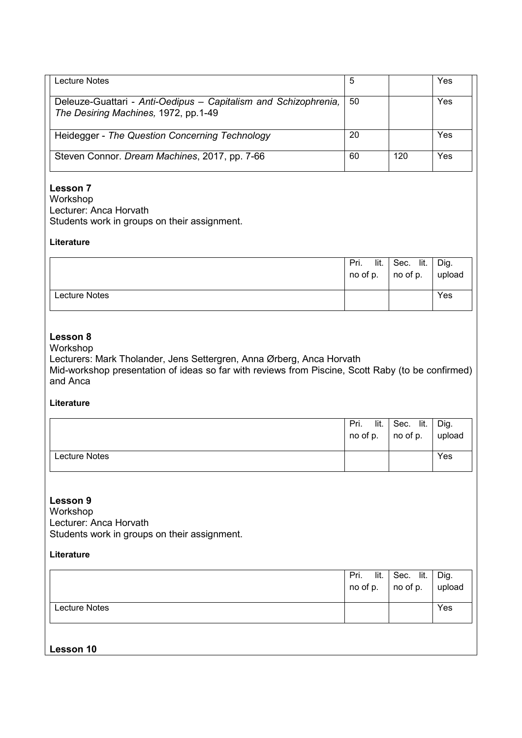| | | | |
|---|---|---|---|
| Lecture Notes | 5 | | Yes |
| Deleuze-Guattari - *Anti-Oedipus – Capitalism and Schizophrenia, The Desiring Machines,* 1972, pp.1-49 | 50 | | Yes |
| Heidegger - *The Question Concerning Technology* | 20 | | Yes |
| Steven Connor. *Dream Machines*, 2017, pp. 7-66 | 60 | 120 | Yes |

**Lesson 7**

Workshop

Lecturer: Anca Horvath

Students work in groups on their assignment.

**Literature**

| | Pri. lit. no of p. | Sec. lit. no of p. | Dig. upload |
|---|---|---|---|
| Lecture Notes | | | Yes |

**Lesson 8**

Workshop

Lecturers: Mark Tholander, Jens Settergren, Anna Ørberg, Anca Horvath

Mid-workshop presentation of ideas so far with reviews from Piscine, Scott Raby (to be confirmed) and Anca

**Literature**

| | Pri. lit. no of p. | Sec. lit. no of p. | Dig. upload |
|---|---|---|---|
| Lecture Notes | | | Yes |

**Lesson 9**

Workshop

Lecturer: Anca Horvath

Students work in groups on their assignment.

**Literature**

| | Pri. lit. no of p. | Sec. lit. no of p. | Dig. upload |
|---|---|---|---|
| Lecture Notes | | | Yes |

**Lesson 10**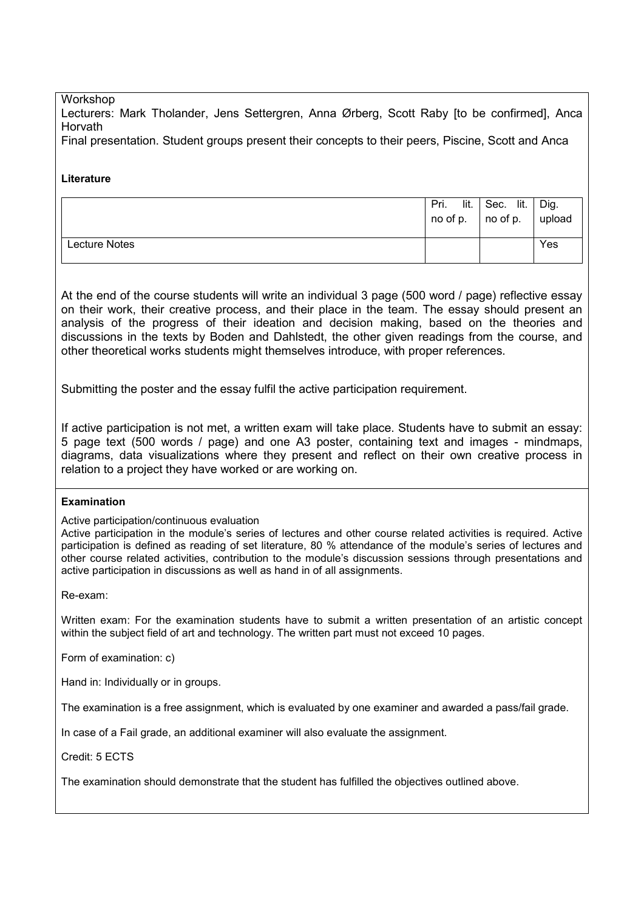Workshop
Lecturers: Mark Tholander, Jens Settergren, Anna Ørberg, Scott Raby [to be confirmed], Anca Horvath
Final presentation. Student groups present their concepts to their peers, Piscine, Scott and Anca

**Literature**

| | Pri. lit. no of p. | Sec. lit. no of p. | Dig. upload |
|---|---|---|---|
| Lecture Notes | | | Yes |

At the end of the course students will write an individual 3 page (500 word / page) reflective essay on their work, their creative process, and their place in the team. The essay should present an analysis of the progress of their ideation and decision making, based on the theories and discussions in the texts by Boden and Dahlstedt, the other given readings from the course, and other theoretical works students might themselves introduce, with proper references.

Submitting the poster and the essay fulfil the active participation requirement.

If active participation is not met, a written exam will take place. Students have to submit an essay: 5 page text (500 words / page) and one A3 poster, containing text and images - mindmaps, diagrams, data visualizations where they present and reflect on their own creative process in relation to a project they have worked or are working on.

**Examination**

Active participation/continuous evaluation
Active participation in the module's series of lectures and other course related activities is required. Active participation is defined as reading of set literature, 80 % attendance of the module's series of lectures and other course related activities, contribution to the module's discussion sessions through presentations and active participation in discussions as well as hand in of all assignments.

Re-exam:

Written exam: For the examination students have to submit a written presentation of an artistic concept within the subject field of art and technology. The written part must not exceed 10 pages.

Form of examination: c)

Hand in: Individually or in groups.

The examination is a free assignment, which is evaluated by one examiner and awarded a pass/fail grade.

In case of a Fail grade, an additional examiner will also evaluate the assignment.

Credit: 5 ECTS

The examination should demonstrate that the student has fulfilled the objectives outlined above.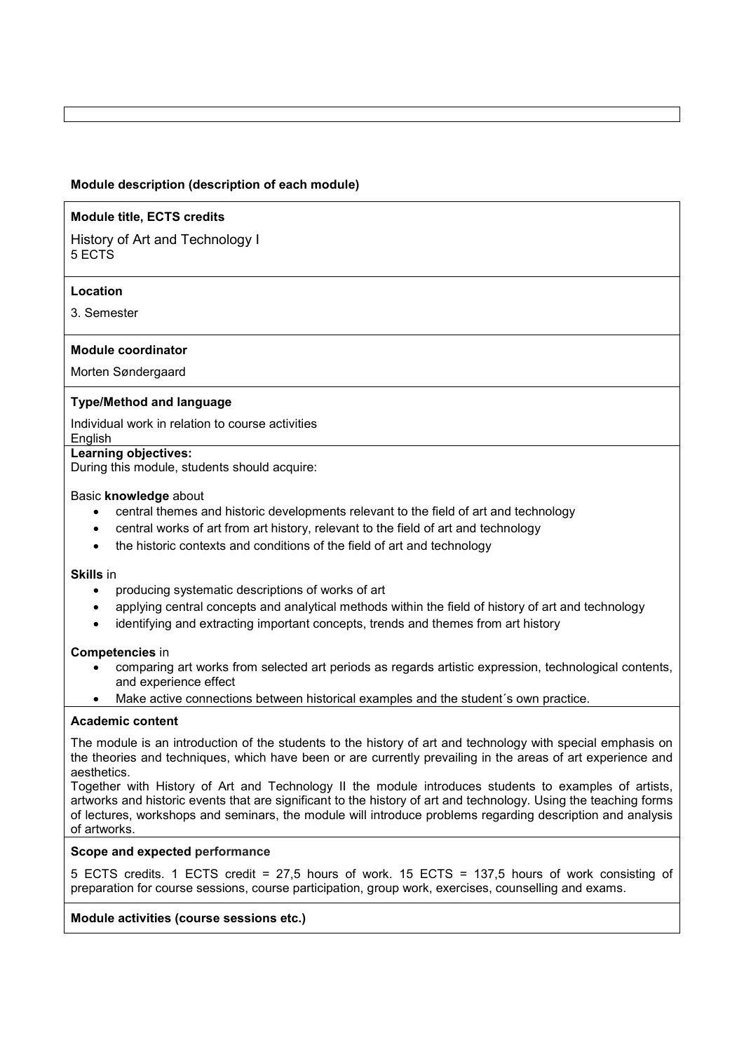**Module description (description of each module)**

**Module title, ECTS credits**

History of Art and Technology I
5 ECTS

**Location**

3. Semester

**Module coordinator**

Morten Søndergaard

**Type/Method and language**

Individual work in relation to course activities
English

**Learning objectives:**
During this module, students should acquire:

Basic **knowledge** about

- central themes and historic developments relevant to the field of art and technology
- central works of art from art history, relevant to the field of art and technology
- the historic contexts and conditions of the field of art and technology

**Skills** in

- producing systematic descriptions of works of art
- applying central concepts and analytical methods within the field of history of art and technology
- identifying and extracting important concepts, trends and themes from art history

**Competencies** in

- comparing art works from selected art periods as regards artistic expression, technological contents, and experience effect
- Make active connections between historical examples and the student´s own practice.

**Academic content**

The module is an introduction of the students to the history of art and technology with special emphasis on the theories and techniques, which have been or are currently prevailing in the areas of art experience and aesthetics.
Together with History of Art and Technology II the module introduces students to examples of artists, artworks and historic events that are significant to the history of art and technology. Using the teaching forms of lectures, workshops and seminars, the module will introduce problems regarding description and analysis of artworks.

**Scope and expected performance**

5 ECTS credits. 1 ECTS credit = 27,5 hours of work. 15 ECTS = 137,5 hours of work consisting of preparation for course sessions, course participation, group work, exercises, counselling and exams.

**Module activities (course sessions etc.)**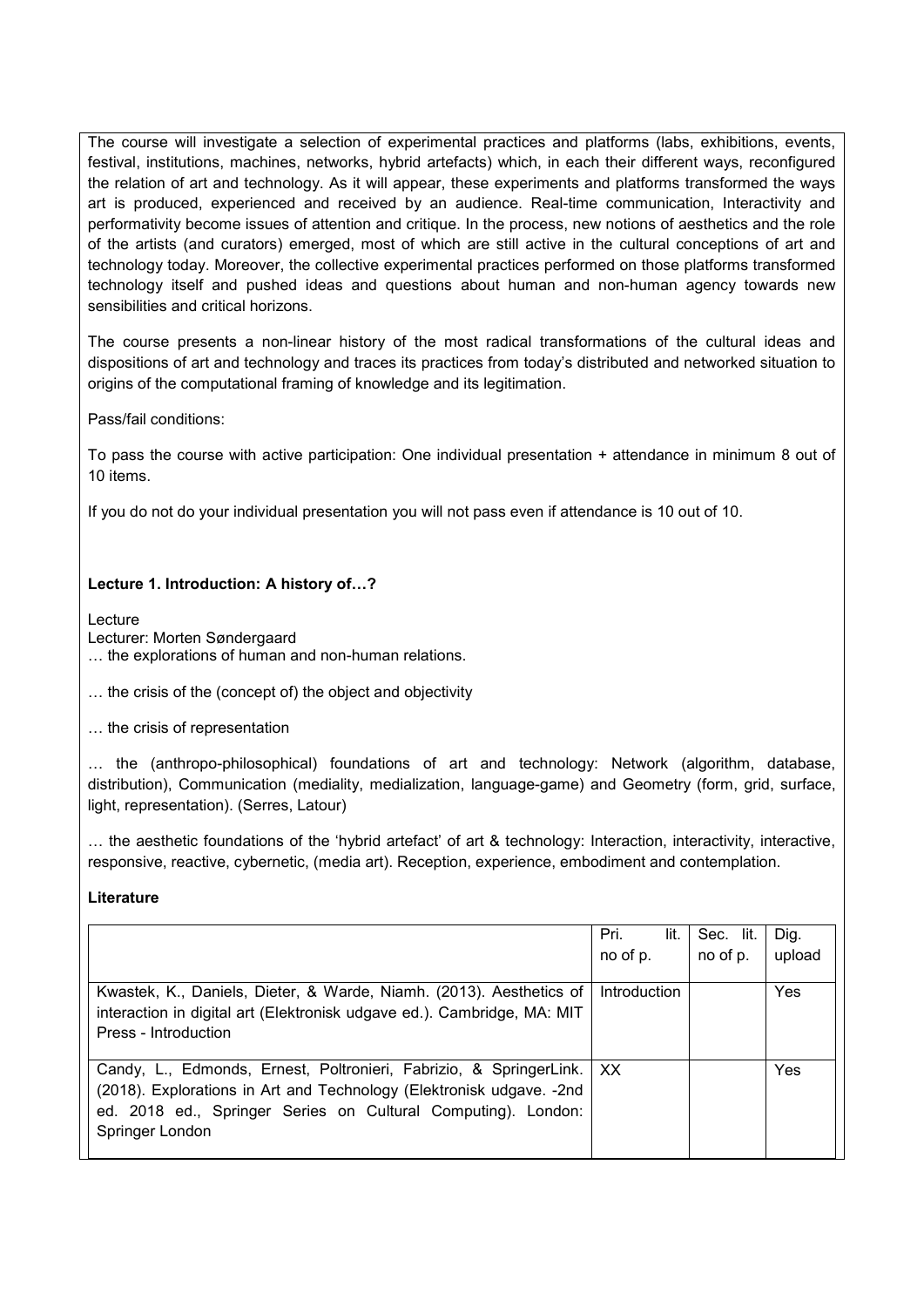The course will investigate a selection of experimental practices and platforms (labs, exhibitions, events, festival, institutions, machines, networks, hybrid artefacts) which, in each their different ways, reconfigured the relation of art and technology. As it will appear, these experiments and platforms transformed the ways art is produced, experienced and received by an audience. Real-time communication, Interactivity and performativity become issues of attention and critique. In the process, new notions of aesthetics and the role of the artists (and curators) emerged, most of which are still active in the cultural conceptions of art and technology today. Moreover, the collective experimental practices performed on those platforms transformed technology itself and pushed ideas and questions about human and non-human agency towards new sensibilities and critical horizons.

The course presents a non-linear history of the most radical transformations of the cultural ideas and dispositions of art and technology and traces its practices from today's distributed and networked situation to origins of the computational framing of knowledge and its legitimation.

Pass/fail conditions:

To pass the course with active participation: One individual presentation + attendance in minimum 8 out of 10 items.

If you do not do your individual presentation you will not pass even if attendance is 10 out of 10.

**Lecture 1. Introduction: A history of…?**

Lecture
Lecturer: Morten Søndergaard
… the explorations of human and non-human relations.

… the crisis of the (concept of) the object and objectivity

… the crisis of representation

… the (anthropo-philosophical) foundations of art and technology: Network (algorithm, database, distribution), Communication (mediality, medialization, language-game) and Geometry (form, grid, surface, light, representation). (Serres, Latour)

… the aesthetic foundations of the 'hybrid artefact' of art & technology: Interaction, interactivity, interactive, responsive, reactive, cybernetic, (media art). Reception, experience, embodiment and contemplation.

**Literature**

| | Pri. lit. no of p. | Sec. lit. no of p. | Dig. upload |
|---|---|---|---|
| Kwastek, K., Daniels, Dieter, & Warde, Niamh. (2013). Aesthetics of interaction in digital art (Elektronisk udgave ed.). Cambridge, MA: MIT Press - Introduction | Introduction | | Yes |
| Candy, L., Edmonds, Ernest, Poltronieri, Fabrizio, & SpringerLink. (2018). Explorations in Art and Technology (Elektronisk udgave. -2nd ed. 2018 ed., Springer Series on Cultural Computing). London: Springer London | XX | | Yes |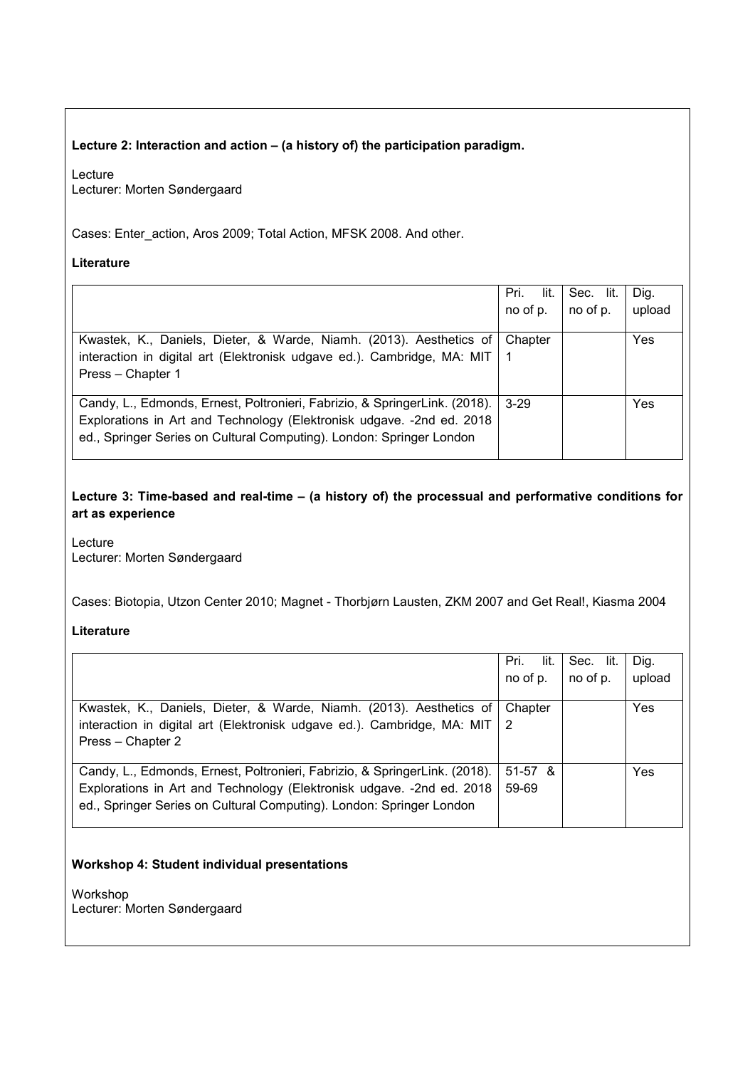**Lecture 2: Interaction and action – (a history of) the participation paradigm.**

Lecture
Lecturer: Morten Søndergaard

Cases: Enter_action, Aros 2009; Total Action, MFSK 2008. And other.

**Literature**

| | Pri. lit. no of p. | Sec. lit. no of p. | Dig. upload |
|---|---|---|---|
| Kwastek, K., Daniels, Dieter, & Warde, Niamh. (2013). Aesthetics of interaction in digital art (Elektronisk udgave ed.). Cambridge, MA: MIT Press – Chapter 1 | Chapter 1 | | Yes |
| Candy, L., Edmonds, Ernest, Poltronieri, Fabrizio, & SpringerLink. (2018). Explorations in Art and Technology (Elektronisk udgave. -2nd ed. 2018 ed., Springer Series on Cultural Computing). London: Springer London | 3-29 | | Yes |

**Lecture 3: Time-based and real-time – (a history of) the processual and performative conditions for art as experience**

Lecture
Lecturer: Morten Søndergaard

Cases: Biotopia, Utzon Center 2010; Magnet - Thorbjørn Lausten, ZKM 2007 and Get Real!, Kiasma 2004

**Literature**

| | Pri. lit. no of p. | Sec. lit. no of p. | Dig. upload |
|---|---|---|---|
| Kwastek, K., Daniels, Dieter, & Warde, Niamh. (2013). Aesthetics of interaction in digital art (Elektronisk udgave ed.). Cambridge, MA: MIT Press – Chapter 2 | Chapter 2 | | Yes |
| Candy, L., Edmonds, Ernest, Poltronieri, Fabrizio, & SpringerLink. (2018). Explorations in Art and Technology (Elektronisk udgave. -2nd ed. 2018 ed., Springer Series on Cultural Computing). London: Springer London | 51-57 & 59-69 | | Yes |

**Workshop 4: Student individual presentations**

Workshop
Lecturer: Morten Søndergaard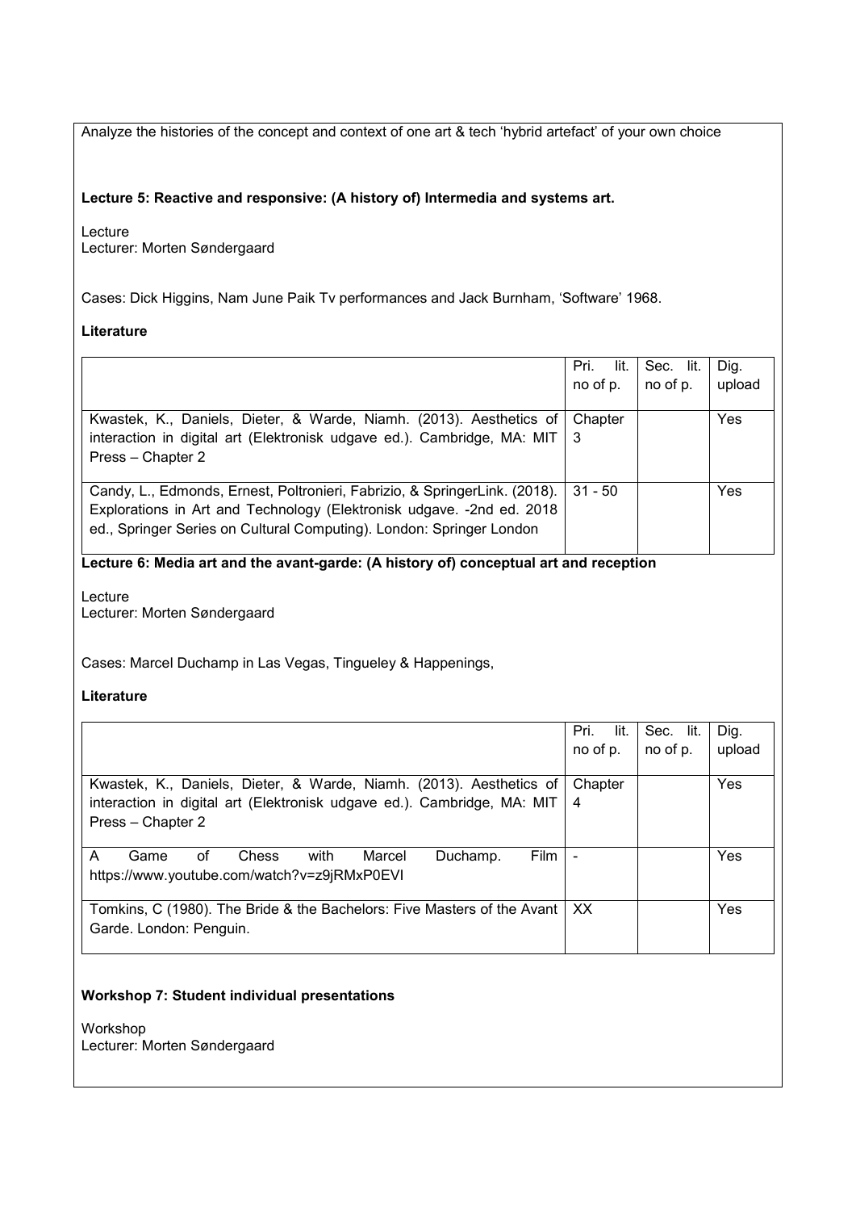Analyze the histories of the concept and context of one art & tech 'hybrid artefact' of your own choice

**Lecture 5: Reactive and responsive: (A history of) Intermedia and systems art.**

Lecture
Lecturer: Morten Søndergaard

Cases: Dick Higgins, Nam June Paik Tv performances and Jack Burnham, 'Software' 1968.

**Literature**

| | Pri. lit. no of p. | Sec. lit. no of p. | Dig. upload |
|---|---|---|---|
| Kwastek, K., Daniels, Dieter, & Warde, Niamh. (2013). Aesthetics of interaction in digital art (Elektronisk udgave ed.). Cambridge, MA: MIT Press – Chapter 2 | Chapter 3 | | Yes |
| Candy, L., Edmonds, Ernest, Poltronieri, Fabrizio, & SpringerLink. (2018). Explorations in Art and Technology (Elektronisk udgave. -2nd ed. 2018 ed., Springer Series on Cultural Computing). London: Springer London | 31 - 50 | | Yes |

**Lecture 6: Media art and the avant-garde: (A history of) conceptual art and reception**

Lecture
Lecturer: Morten Søndergaard

Cases: Marcel Duchamp in Las Vegas, Tingueley & Happenings,

**Literature**

| | Pri. lit. no of p. | Sec. lit. no of p. | Dig. upload |
|---|---|---|---|
| Kwastek, K., Daniels, Dieter, & Warde, Niamh. (2013). Aesthetics of interaction in digital art (Elektronisk udgave ed.). Cambridge, MA: MIT Press – Chapter 2 | Chapter 4 | | Yes |
| A Game of Chess with Marcel Duchamp. Film https://www.youtube.com/watch?v=z9jRMxP0EVI | - | | Yes |
| Tomkins, C (1980). The Bride & the Bachelors: Five Masters of the Avant Garde. London: Penguin. | XX | | Yes |

**Workshop 7: Student individual presentations**

Workshop
Lecturer: Morten Søndergaard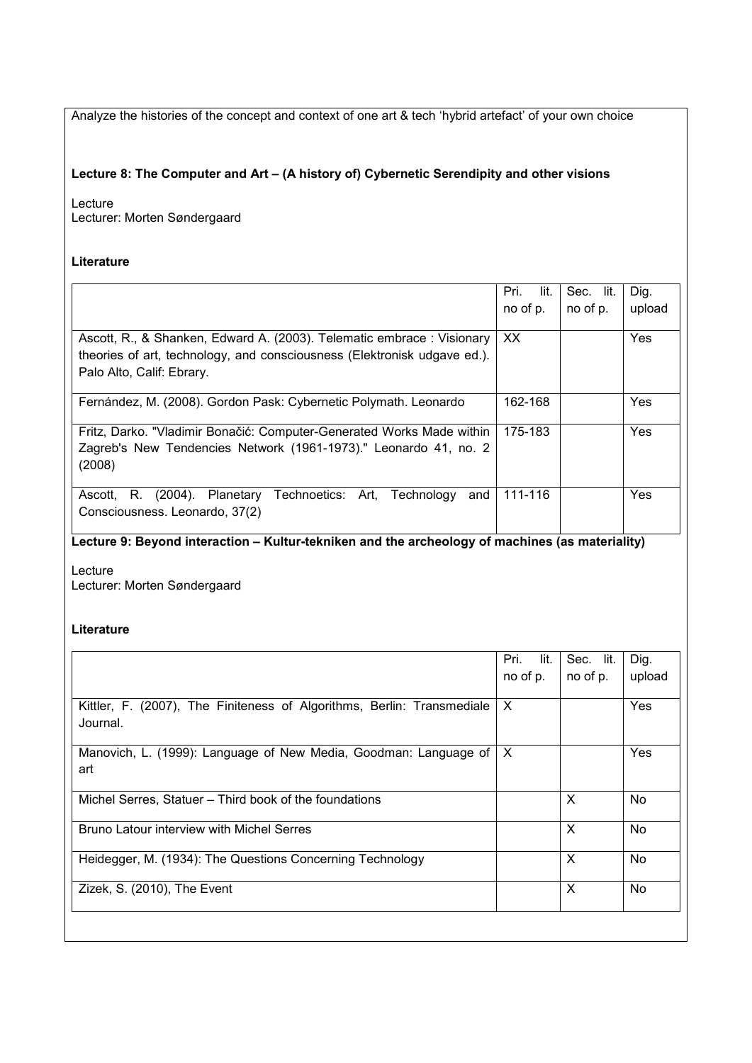Analyze the histories of the concept and context of one art & tech 'hybrid artefact' of your own choice

**Lecture 8: The Computer and Art – (A history of) Cybernetic Serendipity and other visions**

Lecture
Lecturer: Morten Søndergaard

**Literature**

| | Pri. lit. no of p. | Sec. lit. no of p. | Dig. upload |
|---|---|---|---|
| Ascott, R., & Shanken, Edward A. (2003). Telematic embrace : Visionary theories of art, technology, and consciousness (Elektronisk udgave ed.). Palo Alto, Calif: Ebrary. | XX | | Yes |
| Fernández, M. (2008). Gordon Pask: Cybernetic Polymath. Leonardo | 162-168 | | Yes |
| Fritz, Darko. "Vladimir Bonačić: Computer-Generated Works Made within Zagreb's New Tendencies Network (1961-1973)." Leonardo 41, no. 2 (2008) | 175-183 | | Yes |
| Ascott, R. (2004). Planetary Technoetics: Art, Technology and Consciousness. Leonardo, 37(2) | 111-116 | | Yes |

**Lecture 9: Beyond interaction – Kultur-tekniken and the archeology of machines (as materiality)**

Lecture
Lecturer: Morten Søndergaard

**Literature**

| | Pri. lit. no of p. | Sec. lit. no of p. | Dig. upload |
|---|---|---|---|
| Kittler, F. (2007), The Finiteness of Algorithms, Berlin: Transmediale Journal. | X | | Yes |
| Manovich, L. (1999): Language of New Media, Goodman: Language of art | X | | Yes |
| Michel Serres, Statuer – Third book of the foundations | | X | No |
| Bruno Latour interview with Michel Serres | | X | No |
| Heidegger, M. (1934): The Questions Concerning Technology | | X | No |
| Zizek, S. (2010), The Event | | X | No |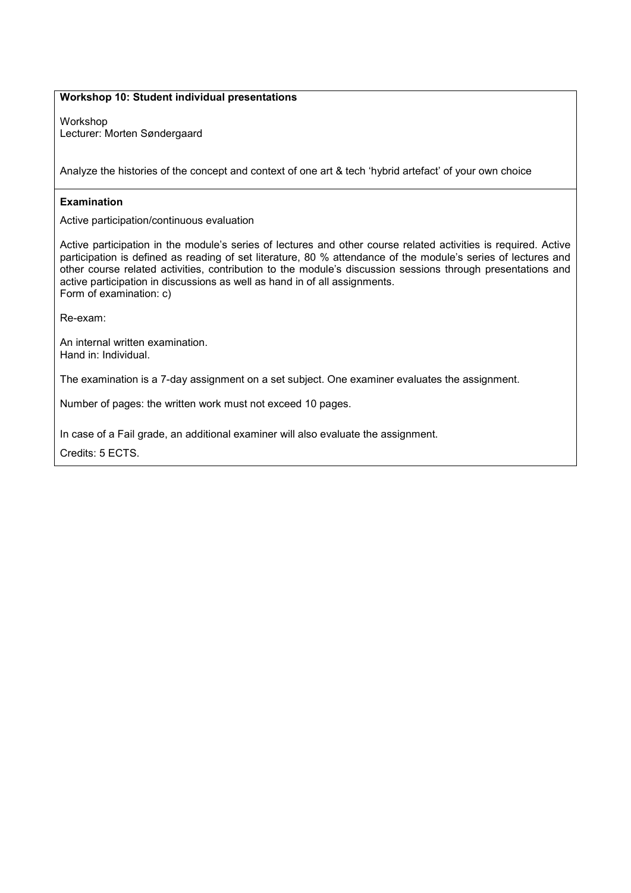**Workshop 10: Student individual presentations**

Workshop
Lecturer: Morten Søndergaard

Analyze the histories of the concept and context of one art & tech 'hybrid artefact' of your own choice

**Examination**

Active participation/continuous evaluation

Active participation in the module's series of lectures and other course related activities is required. Active participation is defined as reading of set literature, 80 % attendance of the module's series of lectures and other course related activities, contribution to the module's discussion sessions through presentations and active participation in discussions as well as hand in of all assignments.
Form of examination: c)

Re-exam:

An internal written examination.
Hand in: Individual.

The examination is a 7-day assignment on a set subject. One examiner evaluates the assignment.

Number of pages: the written work must not exceed 10 pages.

In case of a Fail grade, an additional examiner will also evaluate the assignment.

Credits: 5 ECTS.